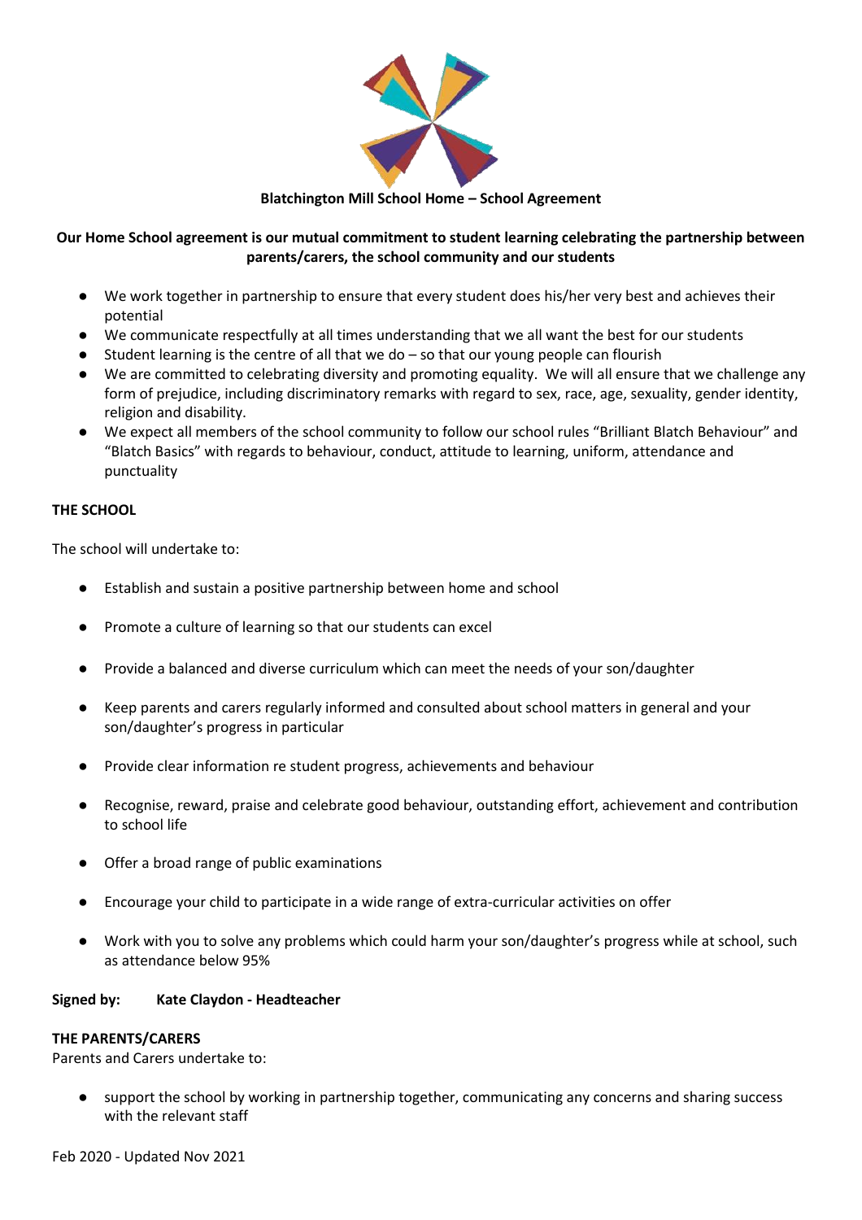# Blatchington Mill School Home – School Agreement

**Our Home School agreement is our mutual commitment to student learning celebrating the partnership between parents/carers, the school community and our students**

- We work together in partnership to ensure that every student does his/her very best and achieves their potential
- We communicate respectfully at all times understanding that we all want the best for our students
- Student learning is the centre of all that we do – so that our young people can flourish
- We are committed to celebrating diversity and promoting equality. We will all ensure that we challenge any form of prejudice, including discriminatory remarks with regard to sex, race, age, sexuality, gender identity, religion and disability.
- We expect all members of the school community to follow our school rules "Brilliant Blatch Behaviour" and "Blatch Basics" with regards to behaviour, conduct, attitude to learning, uniform, attendance and punctuality

## THE SCHOOL

The school will undertake to:

- Establish and sustain a positive partnership between home and school
- Promote a culture of learning so that our students can excel
- Provide a balanced and diverse curriculum which can meet the needs of your son/daughter
- Keep parents and carers regularly informed and consulted about school matters in general and your son/daughter's progress in particular
- Provide clear information re student progress, achievements and behaviour
- Recognise, reward, praise and celebrate good behaviour, outstanding effort, achievement and contribution to school life
- Offer a broad range of public examinations
- Encourage your child to participate in a wide range of extra-curricular activities on offer
- Work with you to solve any problems which could harm your son/daughter's progress while at school, such as attendance below 95%

**Signed by: Kate Claydon - Headteacher**

## THE PARENTS/CARERS

Parents and Carers undertake to:

- support the school by working in partnership together, communicating any concerns and sharing success with the relevant staff

Feb 2020 - Updated Nov 2021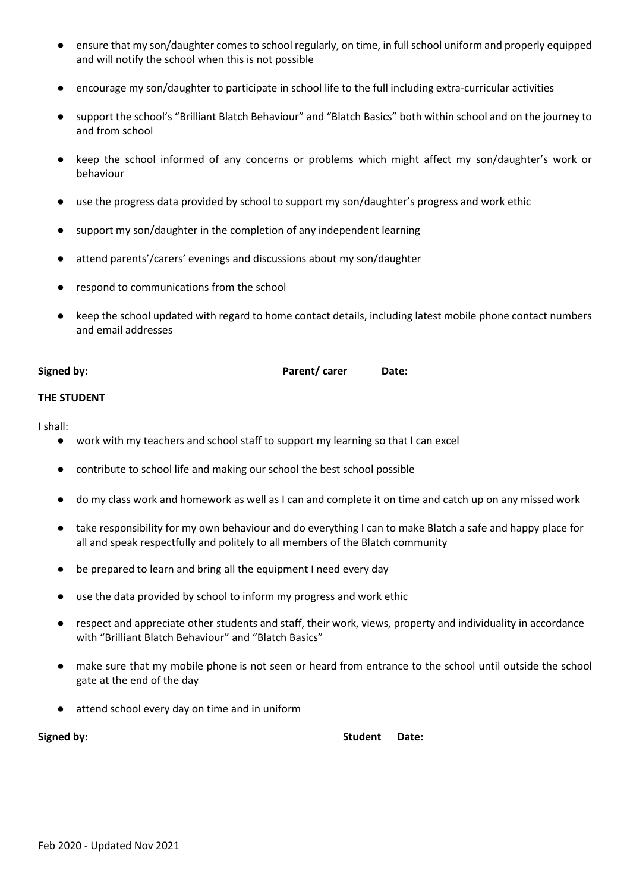- ensure that my son/daughter comes to school regularly, on time, in full school uniform and properly equipped and will notify the school when this is not possible
- encourage my son/daughter to participate in school life to the full including extra-curricular activities
- support the school's "Brilliant Blatch Behaviour" and "Blatch Basics" both within school and on the journey to and from school
- keep the school informed of any concerns or problems which might affect my son/daughter's work or behaviour
- use the progress data provided by school to support my son/daughter's progress and work ethic
- support my son/daughter in the completion of any independent learning
- attend parents'/carers' evenings and discussions about my son/daughter
- respond to communications from the school
- keep the school updated with regard to home contact details, including latest mobile phone contact numbers and email addresses

**Signed by:** **Parent/ carer** **Date:**

**THE STUDENT**

I shall:

- work with my teachers and school staff to support my learning so that I can excel
- contribute to school life and making our school the best school possible
- do my class work and homework as well as I can and complete it on time and catch up on any missed work
- take responsibility for my own behaviour and do everything I can to make Blatch a safe and happy place for all and speak respectfully and politely to all members of the Blatch community
- be prepared to learn and bring all the equipment I need every day
- use the data provided by school to inform my progress and work ethic
- respect and appreciate other students and staff, their work, views, property and individuality in accordance with "Brilliant Blatch Behaviour" and "Blatch Basics"
- make sure that my mobile phone is not seen or heard from entrance to the school until outside the school gate at the end of the day
- attend school every day on time and in uniform

**Signed by:** **Student** **Date:**

Feb 2020 - Updated Nov 2021